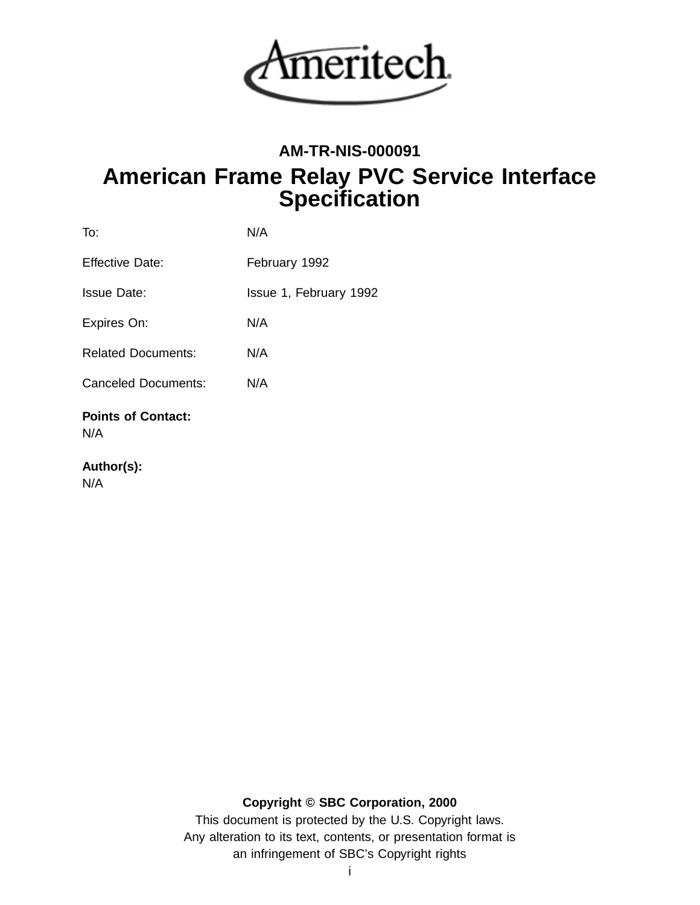Ameritech

**AM-TR-NIS-000091**

# American Frame Relay PVC Service Interface Specification

| | |
|---|---|
| To: | N/A |
| Effective Date: | February 1992 |
| Issue Date: | Issue 1, February 1992 |
| Expires On: | N/A |
| Related Documents: | N/A |
| Canceled Documents: | N/A |

**Points of Contact:**
N/A

**Author(s):**
N/A

**Copyright © SBC Corporation, 2000**

This document is protected by the U.S. Copyright laws.
Any alteration to its text, contents, or presentation format is an infringement of SBC's Copyright rights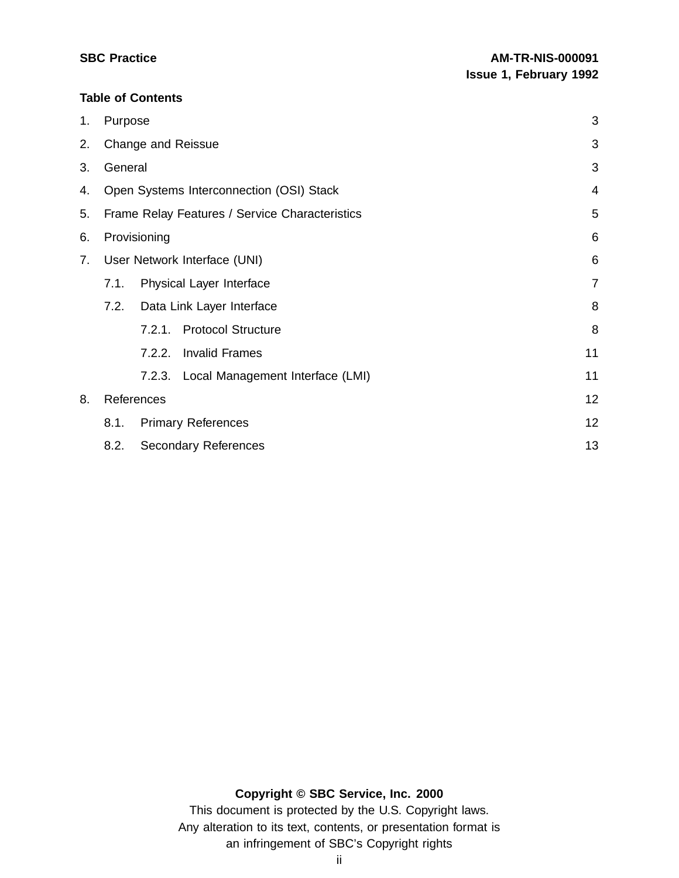**Table of Contents**

1. Purpose 3
2. Change and Reissue 3
3. General 3
4. Open Systems Interconnection (OSI) Stack 4
5. Frame Relay Features / Service Characteristics 5
6. Provisioning 6
7. User Network Interface (UNI) 6
   - 7.1. Physical Layer Interface 7
   - 7.2. Data Link Layer Interface 8
     - 7.2.1. Protocol Structure 8
     - 7.2.2. Invalid Frames 11
     - 7.2.3. Local Management Interface (LMI) 11
8. References 12
   - 8.1. Primary References 12
   - 8.2. Secondary References 13

**Copyright © SBC Service, Inc. 2000**

This document is protected by the U.S. Copyright laws.
Any alteration to its text, contents, or presentation format is
an infringement of SBC's Copyright rights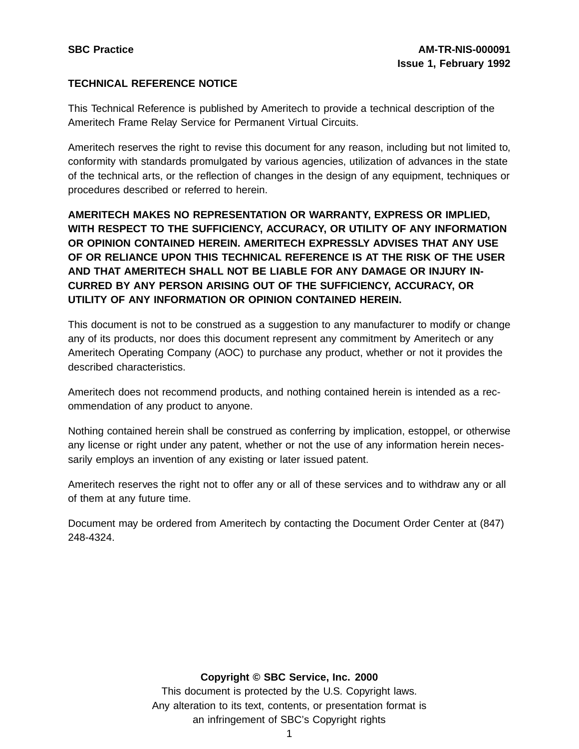# TECHNICAL REFERENCE NOTICE

This Technical Reference is published by Ameritech to provide a technical description of the Ameritech Frame Relay Service for Permanent Virtual Circuits.

Ameritech reserves the right to revise this document for any reason, including but not limited to, conformity with standards promulgated by various agencies, utilization of advances in the state of the technical arts, or the reflection of changes in the design of any equipment, techniques or procedures described or referred to herein.

**AMERITECH MAKES NO REPRESENTATION OR WARRANTY, EXPRESS OR IMPLIED, WITH RESPECT TO THE SUFFICIENCY, ACCURACY, OR UTILITY OF ANY INFORMATION OR OPINION CONTAINED HEREIN. AMERITECH EXPRESSLY ADVISES THAT ANY USE OF OR RELIANCE UPON THIS TECHNICAL REFERENCE IS AT THE RISK OF THE USER AND THAT AMERITECH SHALL NOT BE LIABLE FOR ANY DAMAGE OR INJURY INCURRED BY ANY PERSON ARISING OUT OF THE SUFFICIENCY, ACCURACY, OR UTILITY OF ANY INFORMATION OR OPINION CONTAINED HEREIN.**

This document is not to be construed as a suggestion to any manufacturer to modify or change any of its products, nor does this document represent any commitment by Ameritech or any Ameritech Operating Company (AOC) to purchase any product, whether or not it provides the described characteristics.

Ameritech does not recommend products, and nothing contained herein is intended as a recommendation of any product to anyone.

Nothing contained herein shall be construed as conferring by implication, estoppel, or otherwise any license or right under any patent, whether or not the use of any information herein necessarily employs an invention of any existing or later issued patent.

Ameritech reserves the right not to offer any or all of these services and to withdraw any or all of them at any future time.

Document may be ordered from Ameritech by contacting the Document Order Center at (847) 248-4324.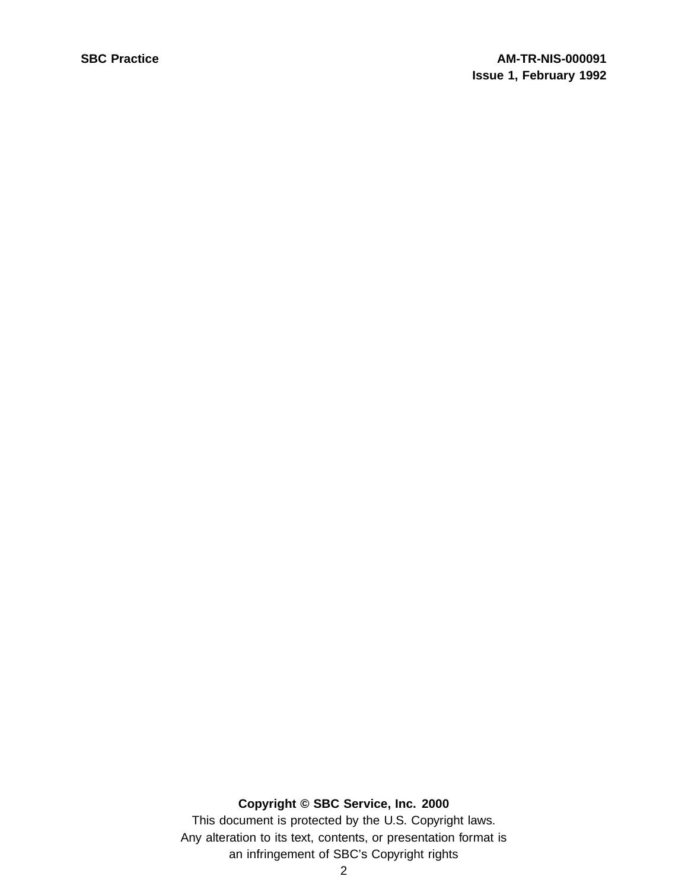**Copyright © SBC Service, Inc. 2000**

This document is protected by the U.S. Copyright laws.

Any alteration to its text, contents, or presentation format is an infringement of SBC's Copyright rights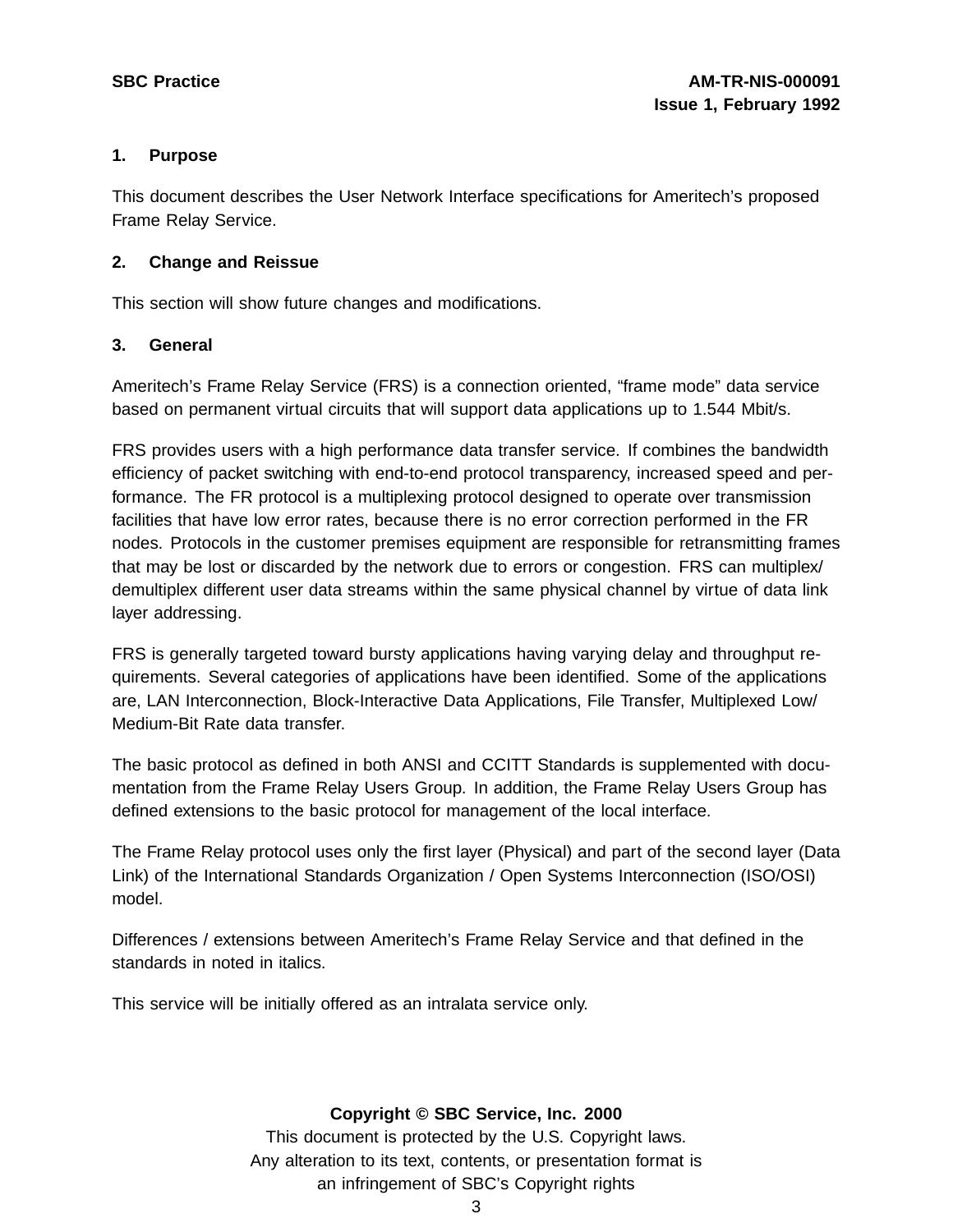## 1. Purpose

This document describes the User Network Interface specifications for Ameritech's proposed Frame Relay Service.

## 2. Change and Reissue

This section will show future changes and modifications.

## 3. General

Ameritech's Frame Relay Service (FRS) is a connection oriented, "frame mode" data service based on permanent virtual circuits that will support data applications up to 1.544 Mbit/s.

FRS provides users with a high performance data transfer service. If combines the bandwidth efficiency of packet switching with end-to-end protocol transparency, increased speed and performance. The FR protocol is a multiplexing protocol designed to operate over transmission facilities that have low error rates, because there is no error correction performed in the FR nodes. Protocols in the customer premises equipment are responsible for retransmitting frames that may be lost or discarded by the network due to errors or congestion. FRS can multiplex/ demultiplex different user data streams within the same physical channel by virtue of data link layer addressing.

FRS is generally targeted toward bursty applications having varying delay and throughput requirements. Several categories of applications have been identified. Some of the applications are, LAN Interconnection, Block-Interactive Data Applications, File Transfer, Multiplexed Low/ Medium-Bit Rate data transfer.

The basic protocol as defined in both ANSI and CCITT Standards is supplemented with documentation from the Frame Relay Users Group. In addition, the Frame Relay Users Group has defined extensions to the basic protocol for management of the local interface.

The Frame Relay protocol uses only the first layer (Physical) and part of the second layer (Data Link) of the International Standards Organization / Open Systems Interconnection (ISO/OSI) model.

Differences / extensions between Ameritech's Frame Relay Service and that defined in the standards in noted in italics.

This service will be initially offered as an intralata service only.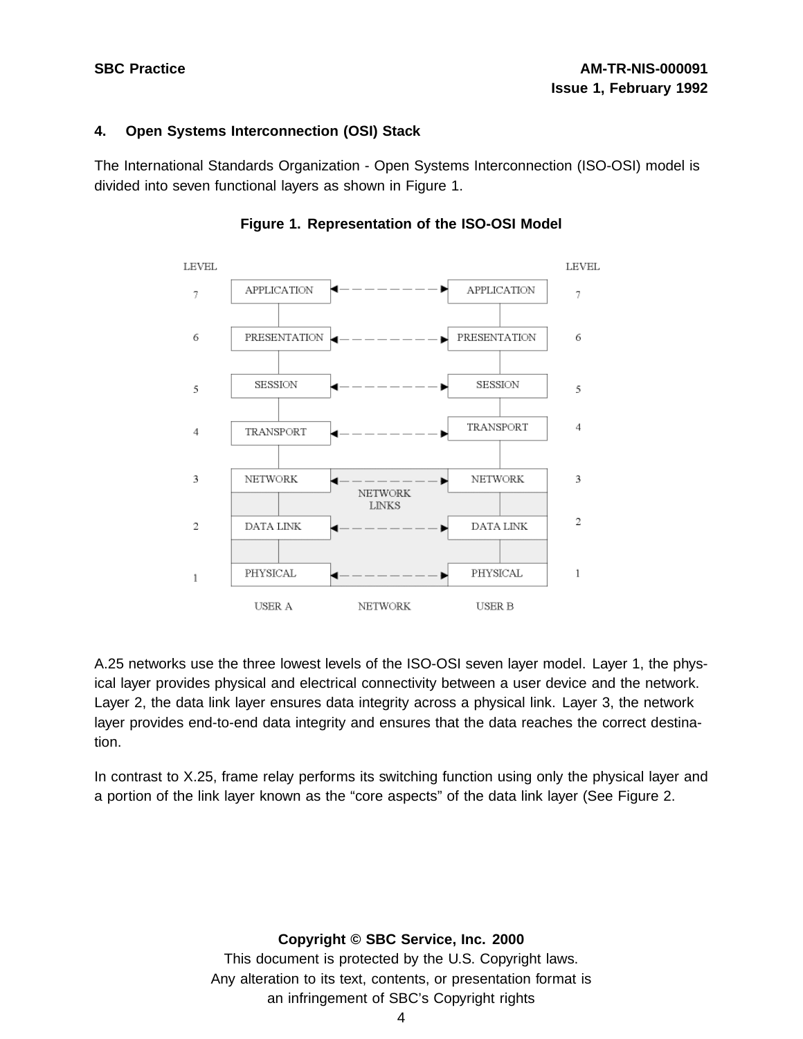## 4. Open Systems Interconnection (OSI) Stack

The International Standards Organization - Open Systems Interconnection (ISO-OSI) model is divided into seven functional layers as shown in Figure 1.

**Figure 1. Representation of the ISO-OSI Model**

| LEVEL | USER A | NETWORK | USER B | LEVEL |
|---|---|---|---|---|
| 7 | APPLICATION | ◄– – – – – – – – ► | APPLICATION | 7 |
| 6 | PRESENTATION | ◄– – – – – – – – ► | PRESENTATION | 6 |
| 5 | SESSION | ◄– – – – – – – – ► | SESSION | 5 |
| 4 | TRANSPORT | ◄– – – – – – – – ► | TRANSPORT | 4 |
| 3 | NETWORK | ◄– – – – – – – – ► NETWORK LINKS | NETWORK | 3 |
| 2 | DATA LINK | ◄– – – – – – – – ► | DATA LINK | 2 |
| 1 | PHYSICAL | ◄– – – – – – – – ► | PHYSICAL | 1 |

A.25 networks use the three lowest levels of the ISO-OSI seven layer model. Layer 1, the physical layer provides physical and electrical connectivity between a user device and the network. Layer 2, the data link layer ensures data integrity across a physical link. Layer 3, the network layer provides end-to-end data integrity and ensures that the data reaches the correct destination.

In contrast to X.25, frame relay performs its switching function using only the physical layer and a portion of the link layer known as the "core aspects" of the data link layer (See Figure 2.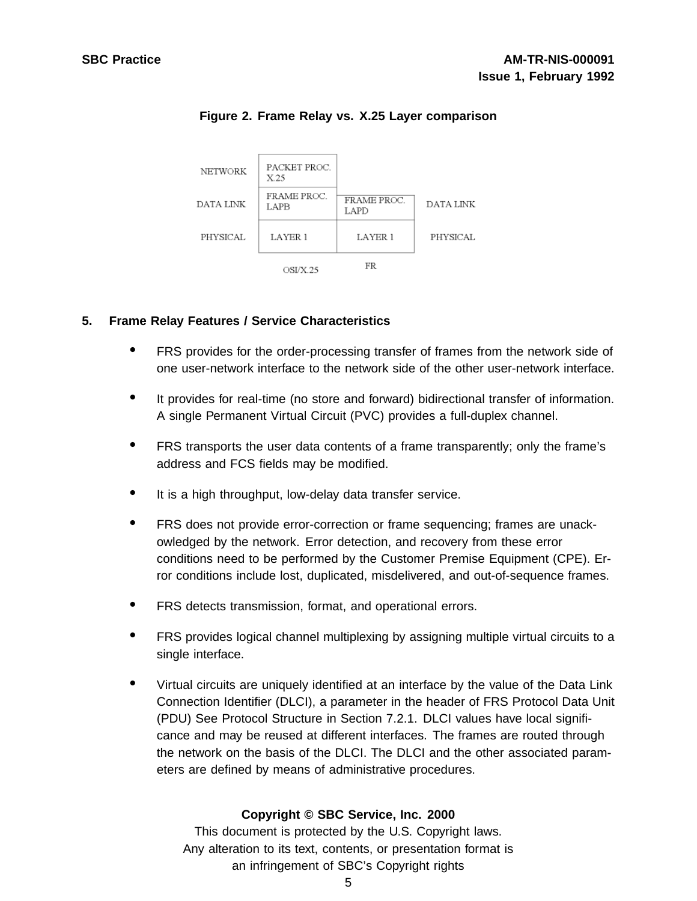Figure 2. Frame Relay vs. X.25 Layer comparison

| | OSI/X.25 | FR | |
|---|---|---|---|
| NETWORK | PACKET PROC. X.25 | | |
| DATA LINK | FRAME PROC. LAPB | FRAME PROC. LAPD | DATA LINK |
| PHYSICAL | LAYER 1 | LAYER 1 | PHYSICAL |

## 5. Frame Relay Features / Service Characteristics

- FRS provides for the order-processing transfer of frames from the network side of one user-network interface to the network side of the other user-network interface.
- It provides for real-time (no store and forward) bidirectional transfer of information. A single Permanent Virtual Circuit (PVC) provides a full-duplex channel.
- FRS transports the user data contents of a frame transparently; only the frame's address and FCS fields may be modified.
- It is a high throughput, low-delay data transfer service.
- FRS does not provide error-correction or frame sequencing; frames are unack-owledged by the network. Error detection, and recovery from these error conditions need to be performed by the Customer Premise Equipment (CPE). Error conditions include lost, duplicated, misdelivered, and out-of-sequence frames.
- FRS detects transmission, format, and operational errors.
- FRS provides logical channel multiplexing by assigning multiple virtual circuits to a single interface.
- Virtual circuits are uniquely identified at an interface by the value of the Data Link Connection Identifier (DLCI), a parameter in the header of FRS Protocol Data Unit (PDU) See Protocol Structure in Section 7.2.1. DLCI values have local significance and may be reused at different interfaces. The frames are routed through the network on the basis of the DLCI. The DLCI and the other associated parameters are defined by means of administrative procedures.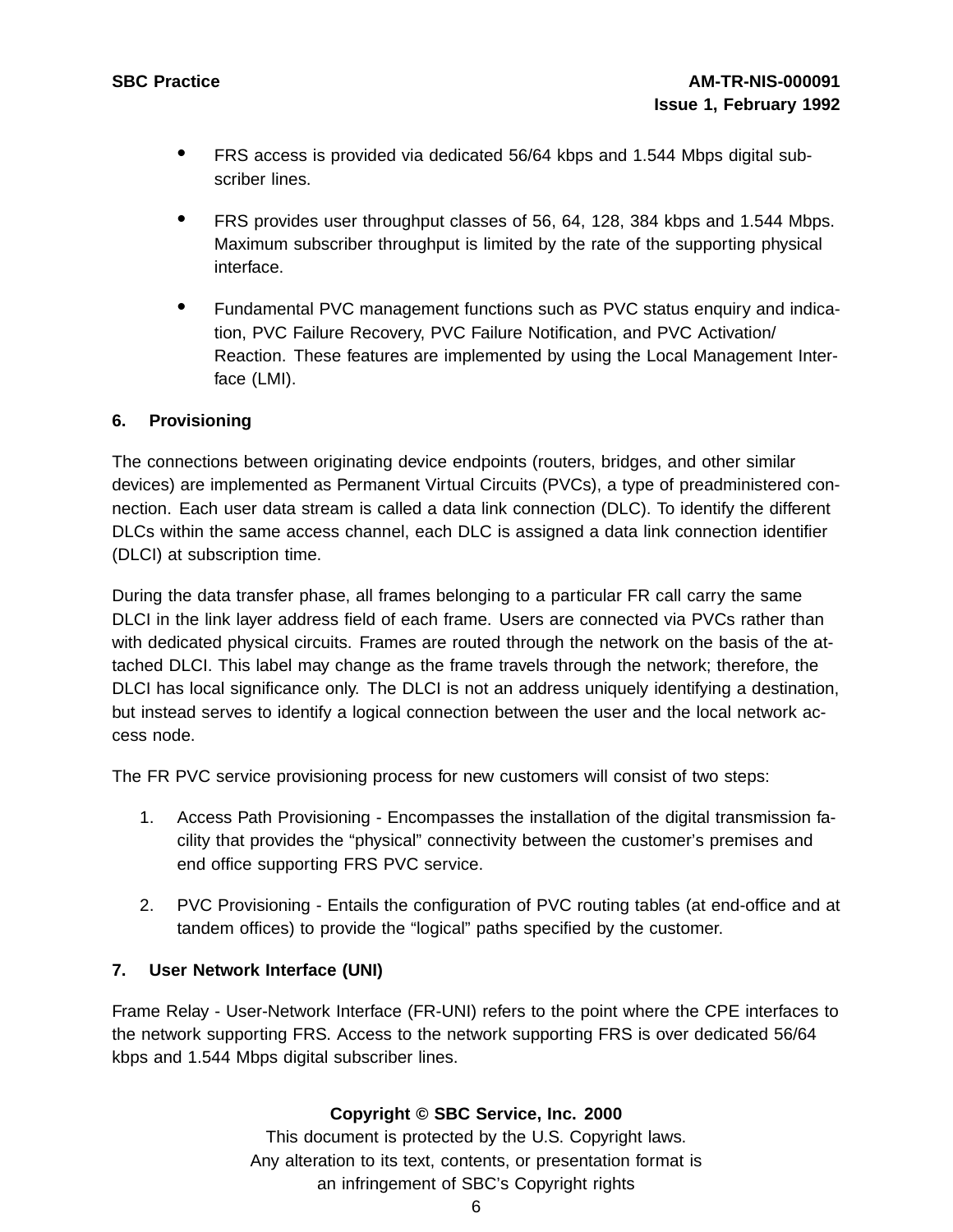- FRS access is provided via dedicated 56/64 kbps and 1.544 Mbps digital subscriber lines.
- FRS provides user throughput classes of 56, 64, 128, 384 kbps and 1.544 Mbps. Maximum subscriber throughput is limited by the rate of the supporting physical interface.
- Fundamental PVC management functions such as PVC status enquiry and indication, PVC Failure Recovery, PVC Failure Notification, and PVC Activation/Reaction. These features are implemented by using the Local Management Interface (LMI).

## 6. Provisioning

The connections between originating device endpoints (routers, bridges, and other similar devices) are implemented as Permanent Virtual Circuits (PVCs), a type of preadministered connection. Each user data stream is called a data link connection (DLC). To identify the different DLCs within the same access channel, each DLC is assigned a data link connection identifier (DLCI) at subscription time.

During the data transfer phase, all frames belonging to a particular FR call carry the same DLCI in the link layer address field of each frame. Users are connected via PVCs rather than with dedicated physical circuits. Frames are routed through the network on the basis of the attached DLCI. This label may change as the frame travels through the network; therefore, the DLCI has local significance only. The DLCI is not an address uniquely identifying a destination, but instead serves to identify a logical connection between the user and the local network access node.

The FR PVC service provisioning process for new customers will consist of two steps:

1. Access Path Provisioning - Encompasses the installation of the digital transmission facility that provides the "physical" connectivity between the customer's premises and end office supporting FRS PVC service.
2. PVC Provisioning - Entails the configuration of PVC routing tables (at end-office and at tandem offices) to provide the "logical" paths specified by the customer.

## 7. User Network Interface (UNI)

Frame Relay - User-Network Interface (FR-UNI) refers to the point where the CPE interfaces to the network supporting FRS. Access to the network supporting FRS is over dedicated 56/64 kbps and 1.544 Mbps digital subscriber lines.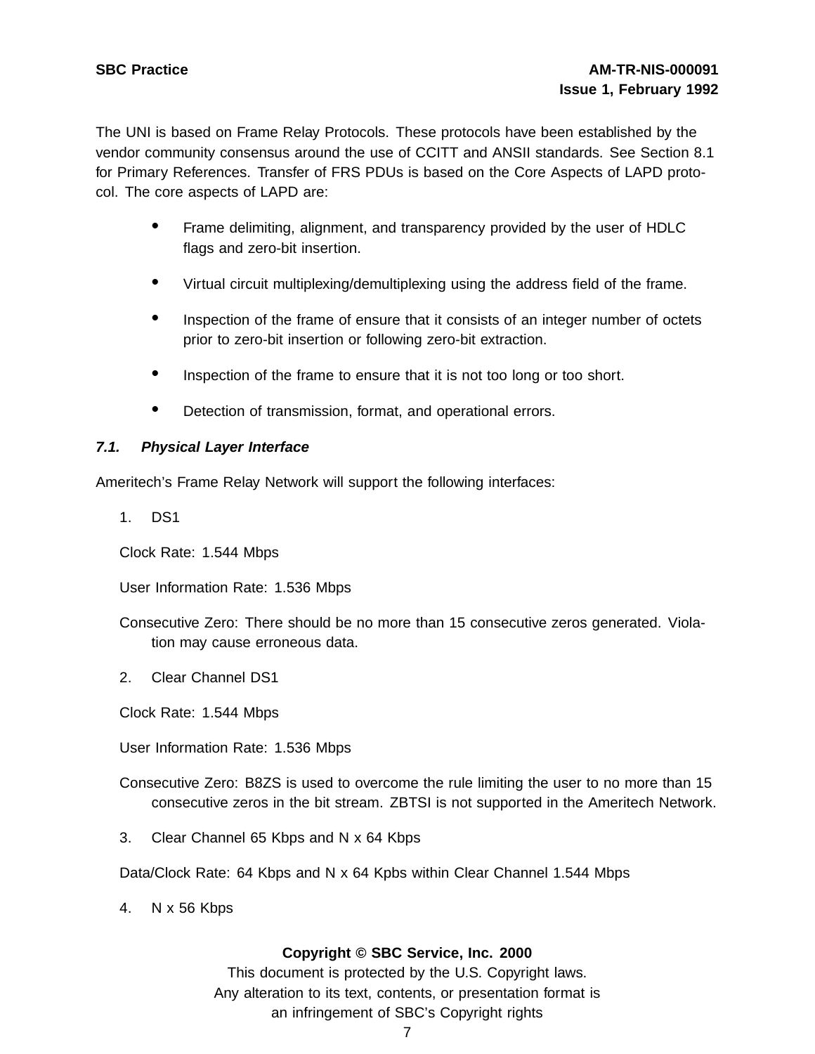The UNI is based on Frame Relay Protocols. These protocols have been established by the vendor community consensus around the use of CCITT and ANSII standards. See Section 8.1 for Primary References. Transfer of FRS PDUs is based on the Core Aspects of LAPD protocol. The core aspects of LAPD are:

- Frame delimiting, alignment, and transparency provided by the user of HDLC flags and zero-bit insertion.
- Virtual circuit multiplexing/demultiplexing using the address field of the frame.
- Inspection of the frame of ensure that it consists of an integer number of octets prior to zero-bit insertion or following zero-bit extraction.
- Inspection of the frame to ensure that it is not too long or too short.
- Detection of transmission, format, and operational errors.

### *7.1. Physical Layer Interface*

Ameritech's Frame Relay Network will support the following interfaces:

1. DS1

Clock Rate: 1.544 Mbps

User Information Rate: 1.536 Mbps

Consecutive Zero: There should be no more than 15 consecutive zeros generated. Violation may cause erroneous data.

2. Clear Channel DS1

Clock Rate: 1.544 Mbps

User Information Rate: 1.536 Mbps

Consecutive Zero: B8ZS is used to overcome the rule limiting the user to no more than 15 consecutive zeros in the bit stream. ZBTSI is not supported in the Ameritech Network.

3. Clear Channel 65 Kbps and N x 64 Kbps

Data/Clock Rate: 64 Kbps and N x 64 Kpbs within Clear Channel 1.544 Mbps

4. N x 56 Kbps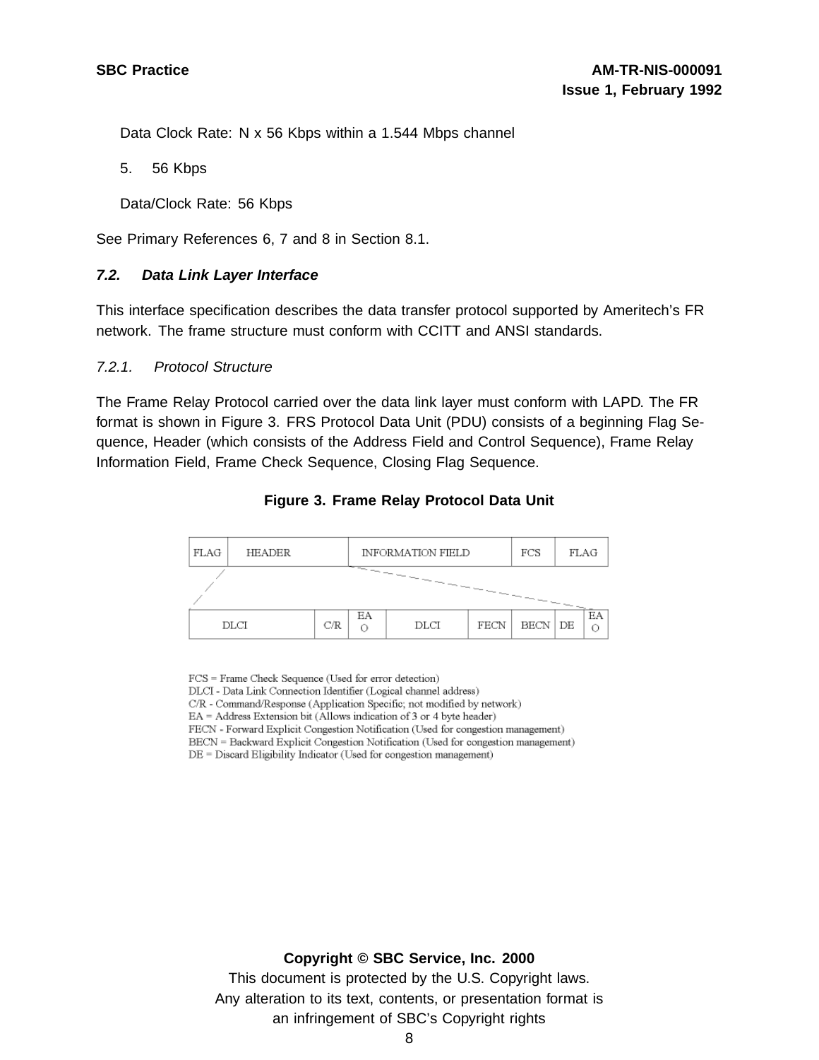Data Clock Rate: N x 56 Kbps within a 1.544 Mbps channel

5. 56 Kbps

Data/Clock Rate: 56 Kbps

See Primary References 6, 7 and 8 in Section 8.1.

### *7.2. Data Link Layer Interface*

This interface specification describes the data transfer protocol supported by Ameritech's FR network. The frame structure must conform with CCITT and ANSI standards.

#### *7.2.1. Protocol Structure*

The Frame Relay Protocol carried over the data link layer must conform with LAPD. The FR format is shown in Figure 3. FRS Protocol Data Unit (PDU) consists of a beginning Flag Sequence, Header (which consists of the Address Field and Control Sequence), Frame Relay Information Field, Frame Check Sequence, Closing Flag Sequence.

**Figure 3. Frame Relay Protocol Data Unit**

| FLAG | HEADER | INFORMATION FIELD | FCS | FLAG |
|---|---|---|---|---|

| DLCI | C/R | EA O | DLCI | FECN | BECN | DE | EA O |
|---|---|---|---|---|---|---|---|

FCS = Frame Check Sequence (Used for error detection)
DLCI - Data Link Connection Identifier (Logical channel address)
C/R - Command/Response (Application Specific; not modified by network)
EA = Address Extension bit (Allows indication of 3 or 4 byte header)
FECN - Forward Explicit Congestion Notification (Used for congestion management)
BECN = Backward Explicit Congestion Notification (Used for congestion management)
DE = Discard Eligibility Indicator (Used for congestion management)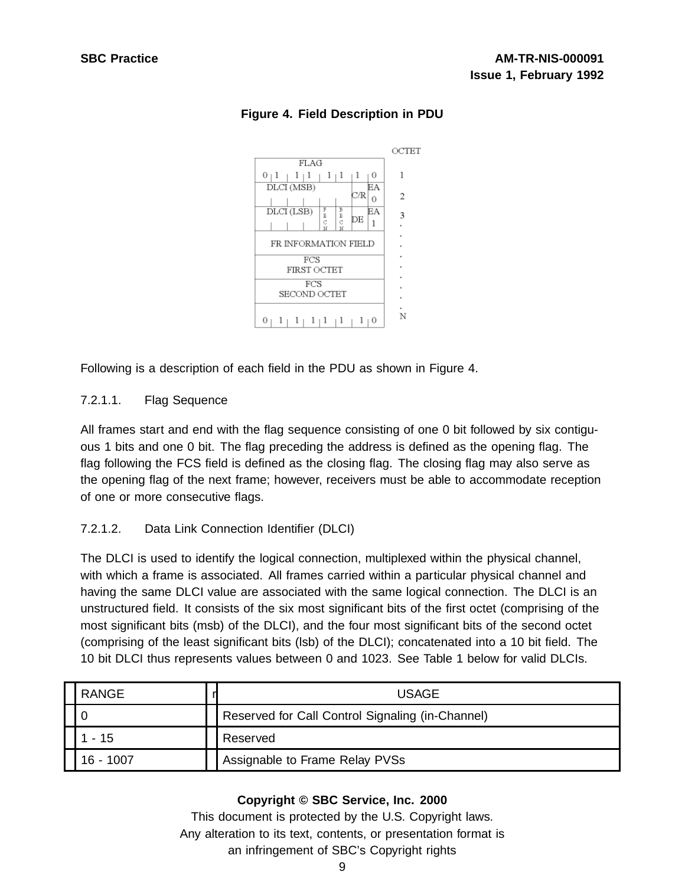**Figure 4. Field Description in PDU**

Following is a description of each field in the PDU as shown in Figure 4.

7.2.1.1. Flag Sequence

All frames start and end with the flag sequence consisting of one 0 bit followed by six contiguous 1 bits and one 0 bit. The flag preceding the address is defined as the opening flag. The flag following the FCS field is defined as the closing flag. The closing flag may also serve as the opening flag of the next frame; however, receivers must be able to accommodate reception of one or more consecutive flags.

7.2.1.2. Data Link Connection Identifier (DLCI)

The DLCI is used to identify the logical connection, multiplexed within the physical channel, with which a frame is associated. All frames carried within a particular physical channel and having the same DLCI value are associated with the same logical connection. The DLCI is an unstructured field. It consists of the six most significant bits of the first octet (comprising of the most significant bits (msb) of the DLCI), and the four most significant bits of the second octet (comprising of the least significant bits (lsb) of the DLCI); concatenated into a 10 bit field. The 10 bit DLCI thus represents values between 0 and 1023. See Table 1 below for valid DLCIs.

| RANGE | USAGE |
|---|---|
| 0 | Reserved for Call Control Signaling (in-Channel) |
| 1 - 15 | Reserved |
| 16 - 1007 | Assignable to Frame Relay PVSs |

**Copyright © SBC Service, Inc. 2000**
This document is protected by the U.S. Copyright laws.
Any alteration to its text, contents, or presentation format is
an infringement of SBC's Copyright rights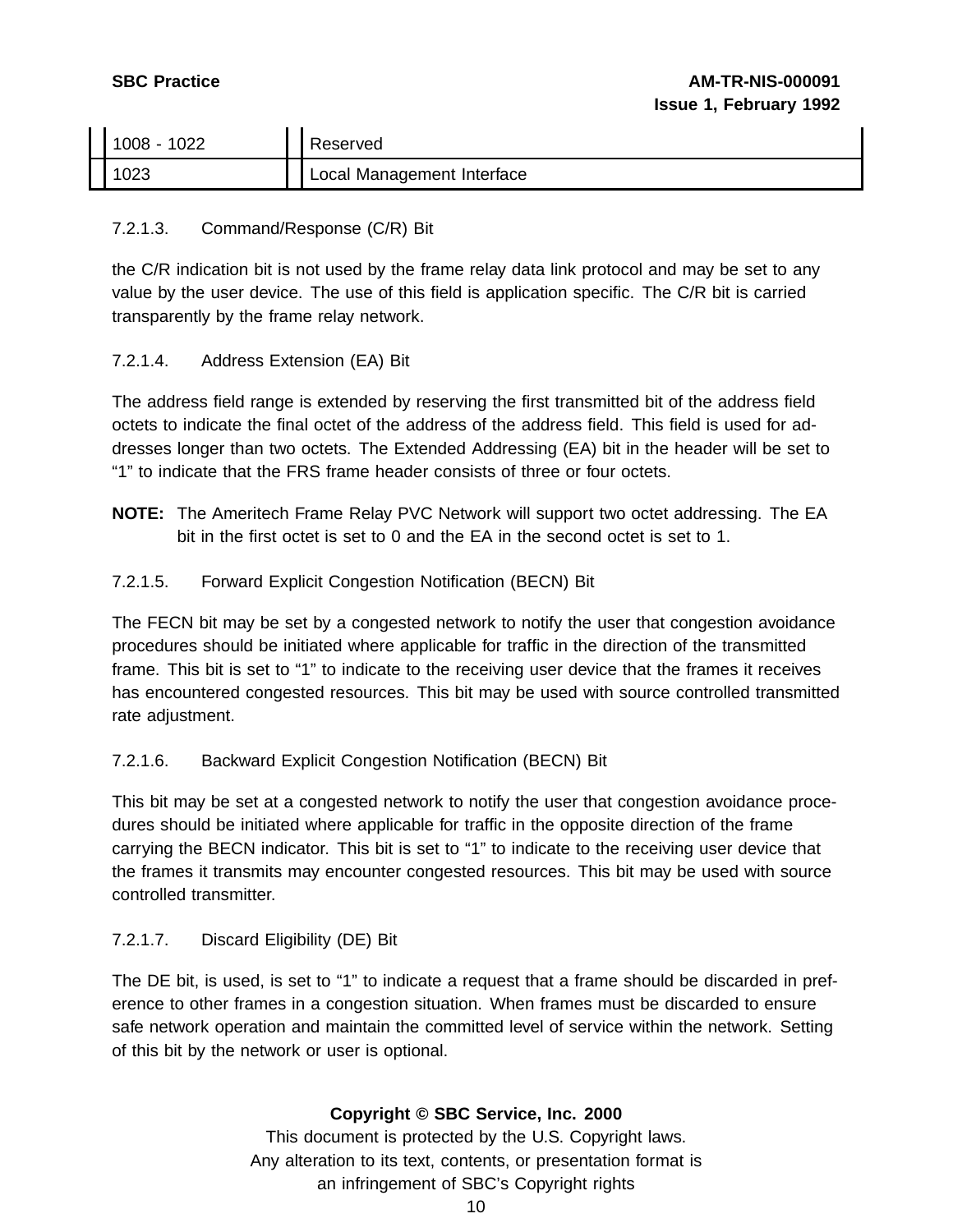| 1008 - 1022 | Reserved |
|---|---|
| 1023 | Local Management Interface |

7.2.1.3. Command/Response (C/R) Bit

the C/R indication bit is not used by the frame relay data link protocol and may be set to any value by the user device. The use of this field is application specific. The C/R bit is carried transparently by the frame relay network.

7.2.1.4. Address Extension (EA) Bit

The address field range is extended by reserving the first transmitted bit of the address field octets to indicate the final octet of the address of the address field. This field is used for addresses longer than two octets. The Extended Addressing (EA) bit in the header will be set to "1" to indicate that the FRS frame header consists of three or four octets.

**NOTE:** The Ameritech Frame Relay PVC Network will support two octet addressing. The EA bit in the first octet is set to 0 and the EA in the second octet is set to 1.

7.2.1.5. Forward Explicit Congestion Notification (BECN) Bit

The FECN bit may be set by a congested network to notify the user that congestion avoidance procedures should be initiated where applicable for traffic in the direction of the transmitted frame. This bit is set to "1" to indicate to the receiving user device that the frames it receives has encountered congested resources. This bit may be used with source controlled transmitted rate adjustment.

7.2.1.6. Backward Explicit Congestion Notification (BECN) Bit

This bit may be set at a congested network to notify the user that congestion avoidance procedures should be initiated where applicable for traffic in the opposite direction of the frame carrying the BECN indicator. This bit is set to "1" to indicate to the receiving user device that the frames it transmits may encounter congested resources. This bit may be used with source controlled transmitter.

7.2.1.7. Discard Eligibility (DE) Bit

The DE bit, is used, is set to "1" to indicate a request that a frame should be discarded in preference to other frames in a congestion situation. When frames must be discarded to ensure safe network operation and maintain the committed level of service within the network. Setting of this bit by the network or user is optional.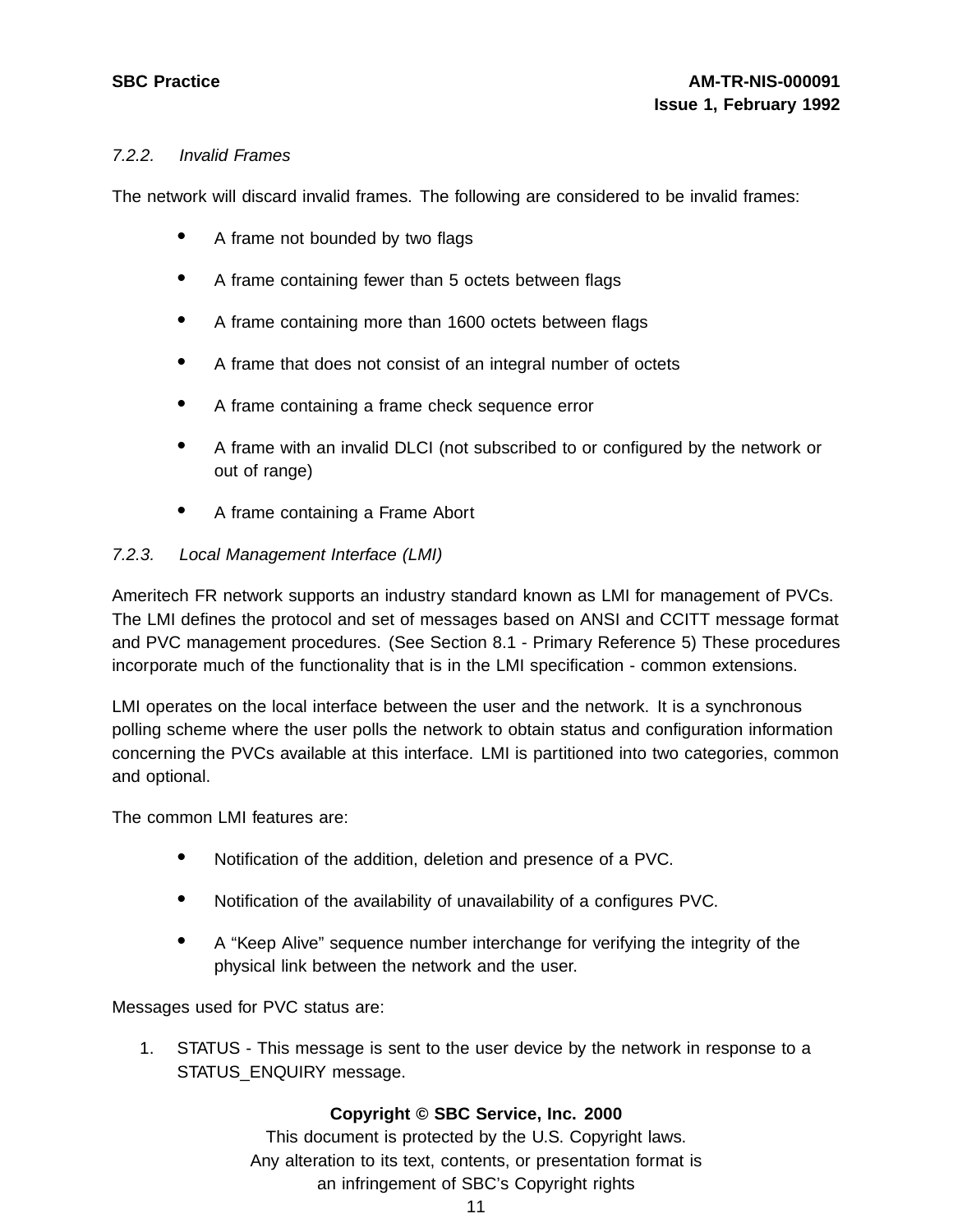#### *7.2.2. Invalid Frames*

The network will discard invalid frames. The following are considered to be invalid frames:

- A frame not bounded by two flags
- A frame containing fewer than 5 octets between flags
- A frame containing more than 1600 octets between flags
- A frame that does not consist of an integral number of octets
- A frame containing a frame check sequence error
- A frame with an invalid DLCI (not subscribed to or configured by the network or out of range)
- A frame containing a Frame Abort

#### *7.2.3. Local Management Interface (LMI)*

Ameritech FR network supports an industry standard known as LMI for management of PVCs. The LMI defines the protocol and set of messages based on ANSI and CCITT message format and PVC management procedures. (See Section 8.1 - Primary Reference 5) These procedures incorporate much of the functionality that is in the LMI specification - common extensions.

LMI operates on the local interface between the user and the network. It is a synchronous polling scheme where the user polls the network to obtain status and configuration information concerning the PVCs available at this interface. LMI is partitioned into two categories, common and optional.

The common LMI features are:

- Notification of the addition, deletion and presence of a PVC.
- Notification of the availability of unavailability of a configures PVC.
- A “Keep Alive” sequence number interchange for verifying the integrity of the physical link between the network and the user.

Messages used for PVC status are:

1. STATUS - This message is sent to the user device by the network in response to a STATUS_ENQUIRY message.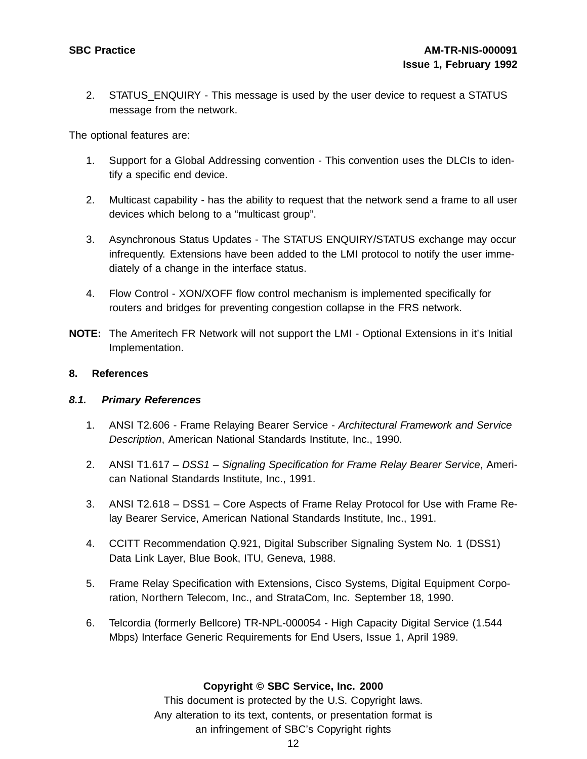2. STATUS_ENQUIRY - This message is used by the user device to request a STATUS message from the network.

The optional features are:

1. Support for a Global Addressing convention - This convention uses the DLCIs to identify a specific end device.

2. Multicast capability - has the ability to request that the network send a frame to all user devices which belong to a “multicast group”.

3. Asynchronous Status Updates - The STATUS ENQUIRY/STATUS exchange may occur infrequently. Extensions have been added to the LMI protocol to notify the user immediately of a change in the interface status.

4. Flow Control - XON/XOFF flow control mechanism is implemented specifically for routers and bridges for preventing congestion collapse in the FRS network.

**NOTE:** The Ameritech FR Network will not support the LMI - Optional Extensions in it’s Initial Implementation.

## 8. References

### *8.1. Primary References*

1. ANSI T2.606 - Frame Relaying Bearer Service - *Architectural Framework and Service Description*, American National Standards Institute, Inc., 1990.

2. ANSI T1.617 – *DSS1 – Signaling Specification for Frame Relay Bearer Service*, American National Standards Institute, Inc., 1991.

3. ANSI T2.618 – DSS1 – Core Aspects of Frame Relay Protocol for Use with Frame Relay Bearer Service, American National Standards Institute, Inc., 1991.

4. CCITT Recommendation Q.921, Digital Subscriber Signaling System No. 1 (DSS1) Data Link Layer, Blue Book, ITU, Geneva, 1988.

5. Frame Relay Specification with Extensions, Cisco Systems, Digital Equipment Corporation, Northern Telecom, Inc., and StrataCom, Inc. September 18, 1990.

6. Telcordia (formerly Bellcore) TR-NPL-000054 - High Capacity Digital Service (1.544 Mbps) Interface Generic Requirements for End Users, Issue 1, April 1989.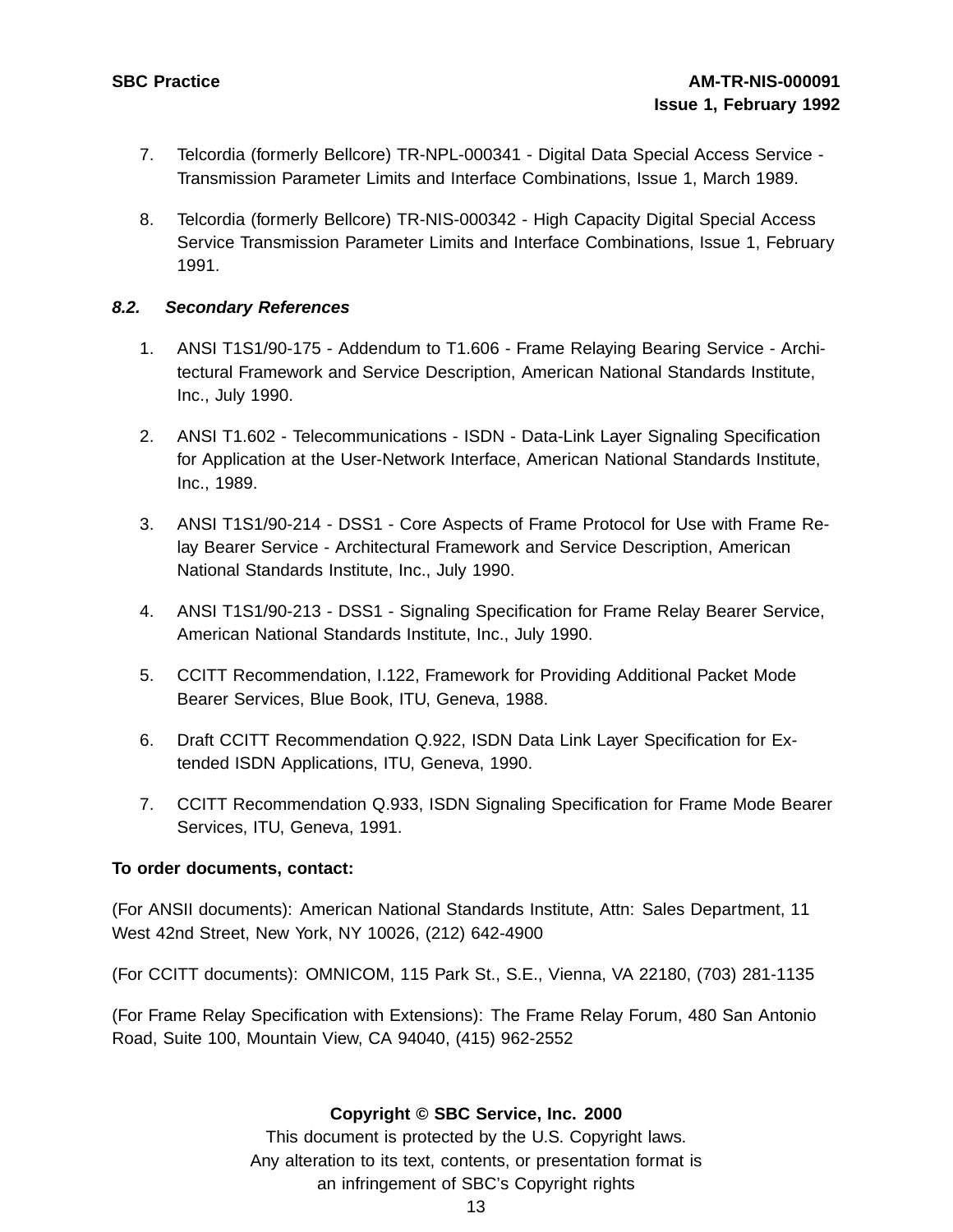7. Telcordia (formerly Bellcore) TR-NPL-000341 - Digital Data Special Access Service - Transmission Parameter Limits and Interface Combinations, Issue 1, March 1989.

8. Telcordia (formerly Bellcore) TR-NIS-000342 - High Capacity Digital Special Access Service Transmission Parameter Limits and Interface Combinations, Issue 1, February 1991.

### *8.2. Secondary References*

1. ANSI T1S1/90-175 - Addendum to T1.606 - Frame Relaying Bearing Service - Architectural Framework and Service Description, American National Standards Institute, Inc., July 1990.

2. ANSI T1.602 - Telecommunications - ISDN - Data-Link Layer Signaling Specification for Application at the User-Network Interface, American National Standards Institute, Inc., 1989.

3. ANSI T1S1/90-214 - DSS1 - Core Aspects of Frame Protocol for Use with Frame Relay Bearer Service - Architectural Framework and Service Description, American National Standards Institute, Inc., July 1990.

4. ANSI T1S1/90-213 - DSS1 - Signaling Specification for Frame Relay Bearer Service, American National Standards Institute, Inc., July 1990.

5. CCITT Recommendation, I.122, Framework for Providing Additional Packet Mode Bearer Services, Blue Book, ITU, Geneva, 1988.

6. Draft CCITT Recommendation Q.922, ISDN Data Link Layer Specification for Extended ISDN Applications, ITU, Geneva, 1990.

7. CCITT Recommendation Q.933, ISDN Signaling Specification for Frame Mode Bearer Services, ITU, Geneva, 1991.

**To order documents, contact:**

(For ANSII documents): American National Standards Institute, Attn: Sales Department, 11 West 42nd Street, New York, NY 10026, (212) 642-4900

(For CCITT documents): OMNICOM, 115 Park St., S.E., Vienna, VA 22180, (703) 281-1135

(For Frame Relay Specification with Extensions): The Frame Relay Forum, 480 San Antonio Road, Suite 100, Mountain View, CA 94040, (415) 962-2552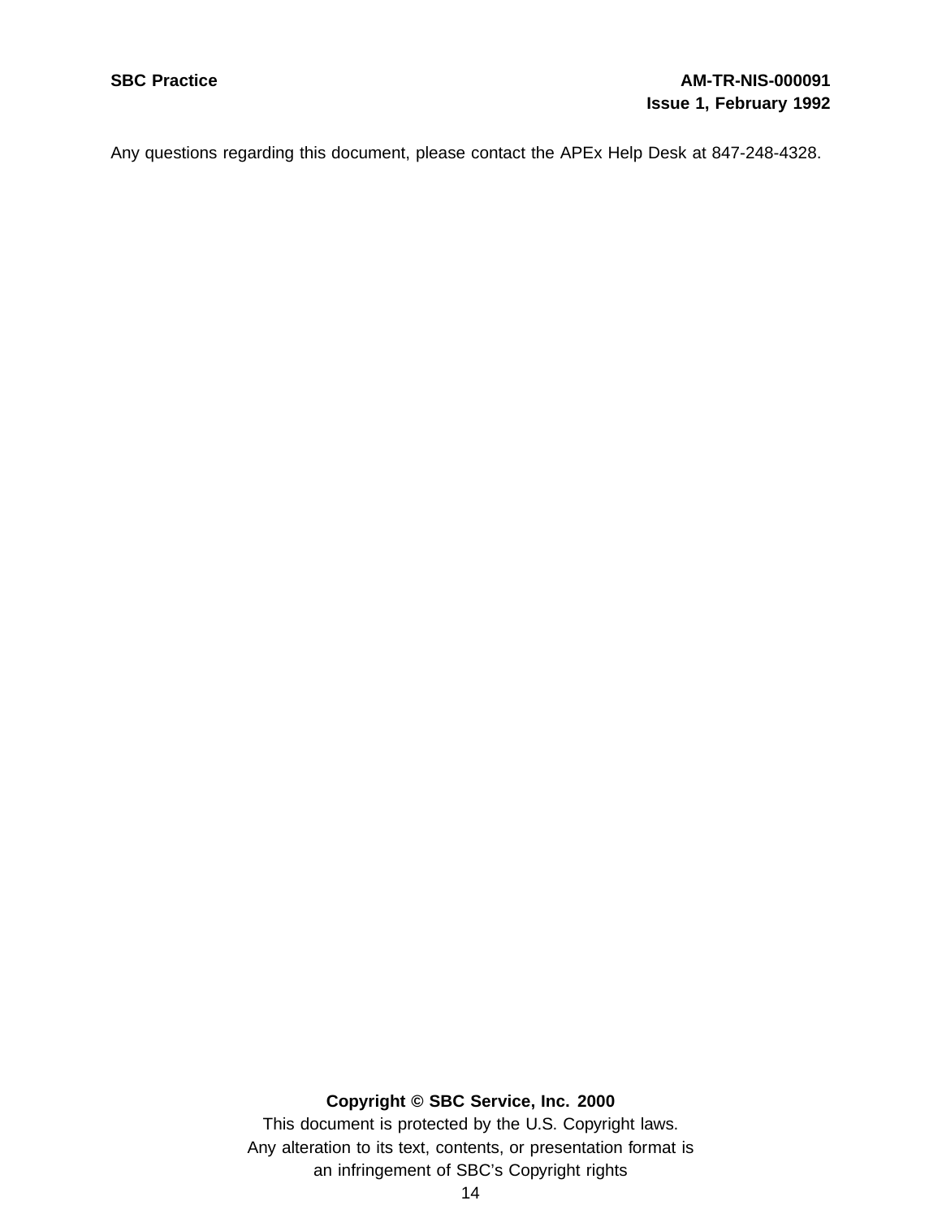Any questions regarding this document, please contact the APEx Help Desk at 847-248-4328.